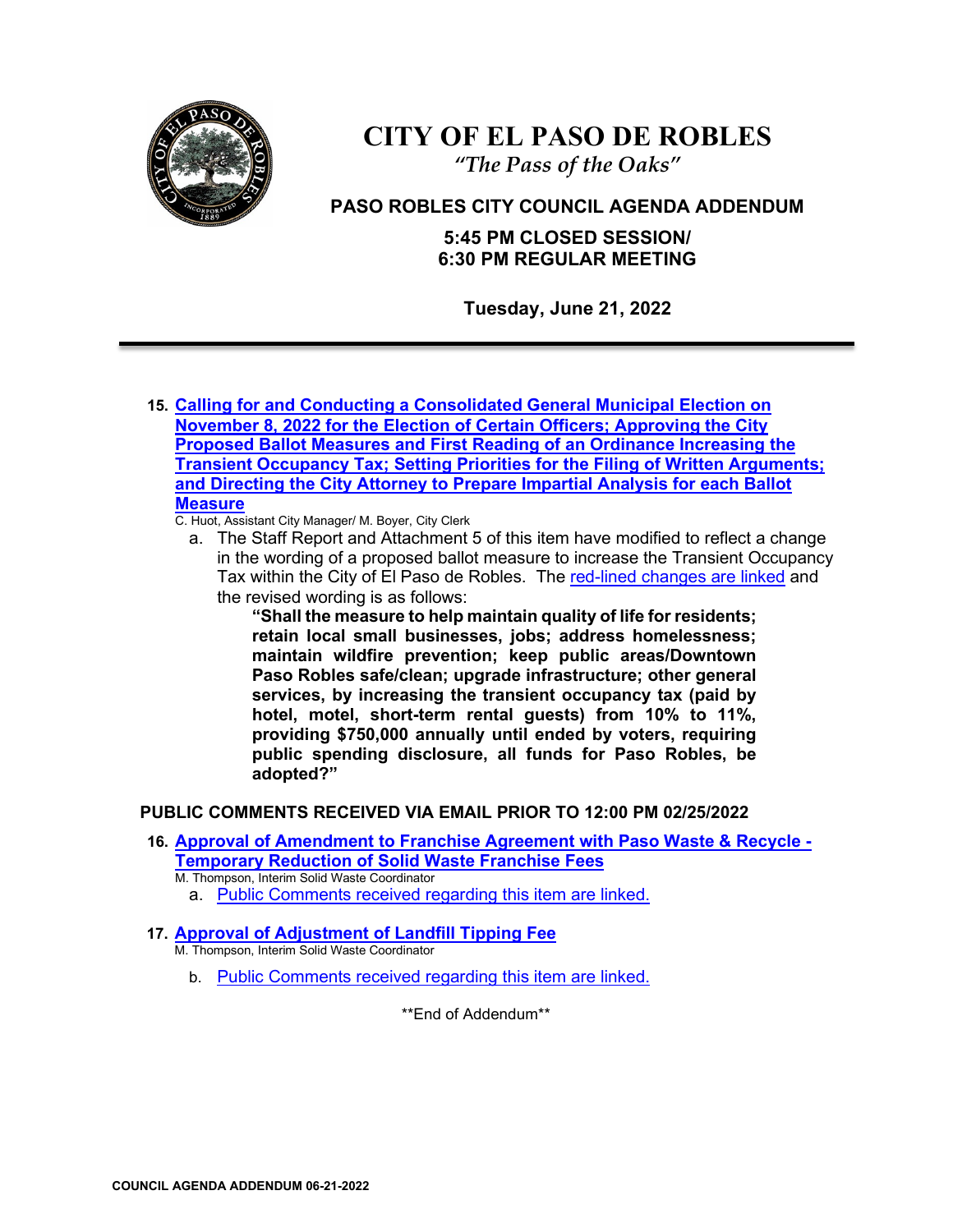# CITY OF EL PASO DE ROBLES

*"The Pass of the Oaks"*

## PASO ROBLES CITY COUNCIL AGENDA ADDENDUM

**5:45 PM CLOSED SESSION/**
**6:30 PM REGULAR MEETING**

**Tuesday, June 21, 2022**

---

15. **Calling for and Conducting a Consolidated General Municipal Election on November 8, 2022 for the Election of Certain Officers; Approving the City Proposed Ballot Measures and First Reading of an Ordinance Increasing the Transient Occupancy Tax; Setting Priorities for the Filing of Written Arguments; and Directing the City Attorney to Prepare Impartial Analysis for each Ballot Measure**
    C. Huot, Assistant City Manager/ M. Boyer, City Clerk
    a. The Staff Report and Attachment 5 of this item have modified to reflect a change in the wording of a proposed ballot measure to increase the Transient Occupancy Tax within the City of El Paso de Robles. The red-lined changes are linked and the revised wording is as follows:
    **"Shall the measure to help maintain quality of life for residents; retain local small businesses, jobs; address homelessness; maintain wildfire prevention; keep public areas/Downtown Paso Robles safe/clean; upgrade infrastructure; other general services, by increasing the transient occupancy tax (paid by hotel, motel, short-term rental guests) from 10% to 11%, providing $750,000 annually until ended by voters, requiring public spending disclosure, all funds for Paso Robles, be adopted?"**

**PUBLIC COMMENTS RECEIVED VIA EMAIL PRIOR TO 12:00 PM 02/25/2022**

16. **Approval of Amendment to Franchise Agreement with Paso Waste & Recycle - Temporary Reduction of Solid Waste Franchise Fees**
    M. Thompson, Interim Solid Waste Coordinator
    a. Public Comments received regarding this item are linked.

17. **Approval of Adjustment of Landfill Tipping Fee**
    M. Thompson, Interim Solid Waste Coordinator
    b. Public Comments received regarding this item are linked.

\*\*End of Addendum\*\*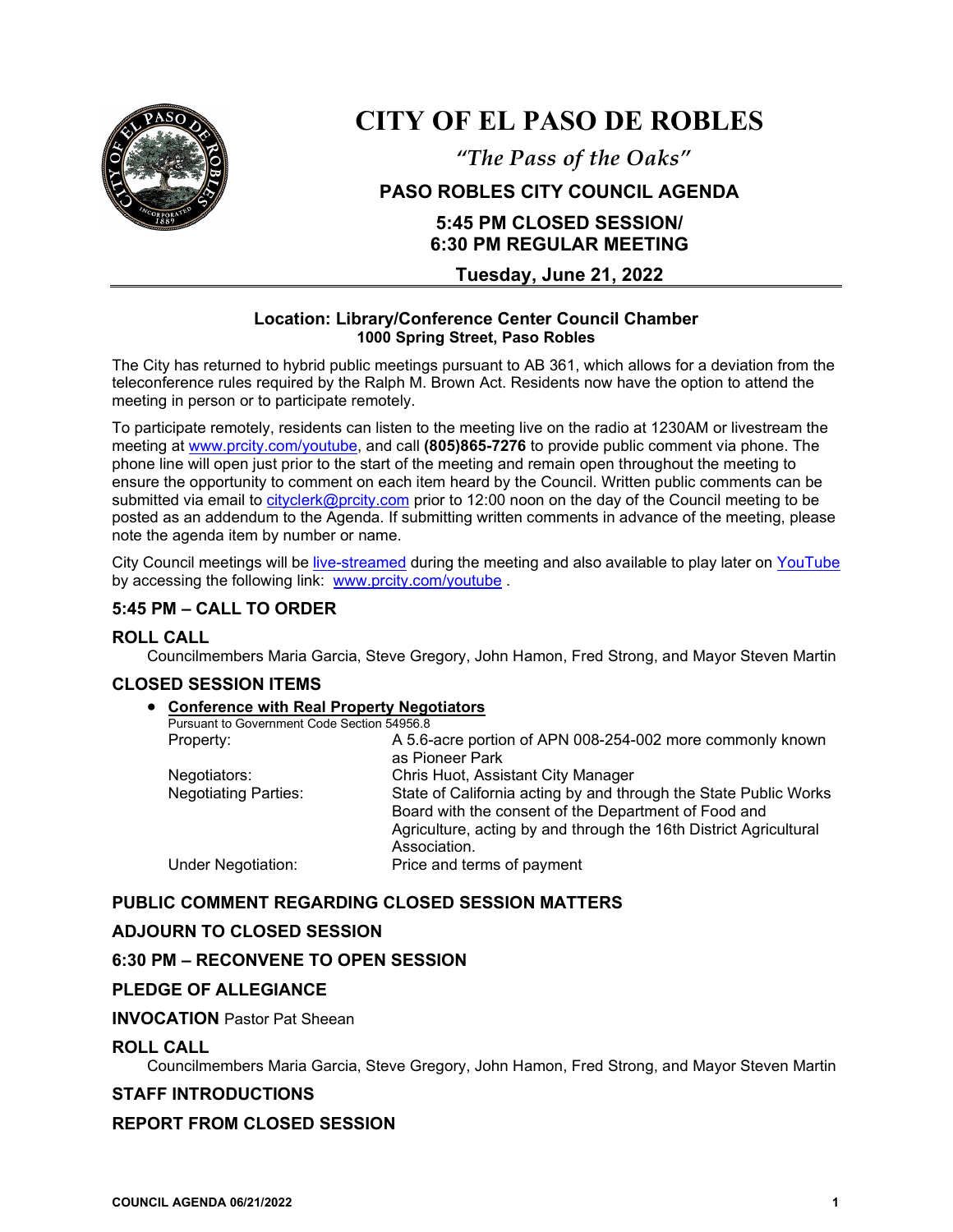# CITY OF EL PASO DE ROBLES

*"The Pass of the Oaks"*

## PASO ROBLES CITY COUNCIL AGENDA

## 5:45 PM CLOSED SESSION/ 6:30 PM REGULAR MEETING

## Tuesday, June 21, 2022

**Location: Library/Conference Center Council Chamber**
**1000 Spring Street, Paso Robles**

The City has returned to hybrid public meetings pursuant to AB 361, which allows for a deviation from the teleconference rules required by the Ralph M. Brown Act. Residents now have the option to attend the meeting in person or to participate remotely.

To participate remotely, residents can listen to the meeting live on the radio at 1230AM or livestream the meeting at www.prcity.com/youtube, and call **(805)865-7276** to provide public comment via phone. The phone line will open just prior to the start of the meeting and remain open throughout the meeting to ensure the opportunity to comment on each item heard by the Council. Written public comments can be submitted via email to cityclerk@prcity.com prior to 12:00 noon on the day of the Council meeting to be posted as an addendum to the Agenda. If submitting written comments in advance of the meeting, please note the agenda item by number or name.

City Council meetings will be live-streamed during the meeting and also available to play later on YouTube by accessing the following link: www.prcity.com/youtube .

### 5:45 PM – CALL TO ORDER

### ROLL CALL

Councilmembers Maria Garcia, Steve Gregory, John Hamon, Fred Strong, and Mayor Steven Martin

### CLOSED SESSION ITEMS

- **Conference with Real Property Negotiators**
  Pursuant to Government Code Section 54956.8

  | | |
  |---|---|
  | Property: | A 5.6-acre portion of APN 008-254-002 more commonly known as Pioneer Park |
  | Negotiators: | Chris Huot, Assistant City Manager |
  | Negotiating Parties: | State of California acting by and through the State Public Works Board with the consent of the Department of Food and Agriculture, acting by and through the 16th District Agricultural Association. |
  | Under Negotiation: | Price and terms of payment |

### PUBLIC COMMENT REGARDING CLOSED SESSION MATTERS

### ADJOURN TO CLOSED SESSION

### 6:30 PM – RECONVENE TO OPEN SESSION

### PLEDGE OF ALLEGIANCE

### INVOCATION Pastor Pat Sheean

### ROLL CALL

Councilmembers Maria Garcia, Steve Gregory, John Hamon, Fred Strong, and Mayor Steven Martin

### STAFF INTRODUCTIONS

### REPORT FROM CLOSED SESSION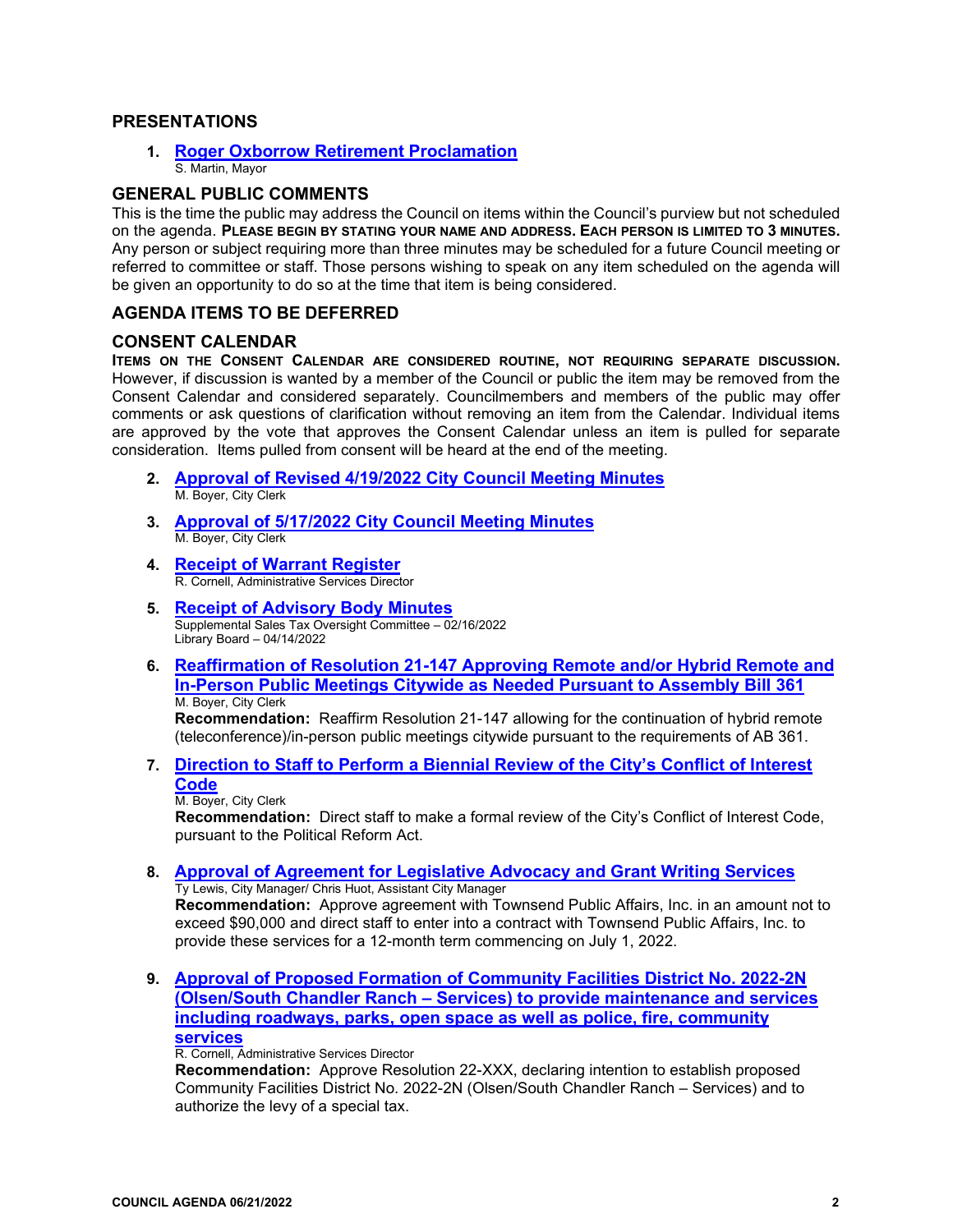## PRESENTATIONS

1. **Roger Oxborrow Retirement Proclamation**
   S. Martin, Mayor

## GENERAL PUBLIC COMMENTS

This is the time the public may address the Council on items within the Council's purview but not scheduled on the agenda. **PLEASE BEGIN BY STATING YOUR NAME AND ADDRESS. EACH PERSON IS LIMITED TO 3 MINUTES.** Any person or subject requiring more than three minutes may be scheduled for a future Council meeting or referred to committee or staff. Those persons wishing to speak on any item scheduled on the agenda will be given an opportunity to do so at the time that item is being considered.

## AGENDA ITEMS TO BE DEFERRED

## CONSENT CALENDAR

**ITEMS ON THE CONSENT CALENDAR ARE CONSIDERED ROUTINE, NOT REQUIRING SEPARATE DISCUSSION.** However, if discussion is wanted by a member of the Council or public the item may be removed from the Consent Calendar and considered separately. Councilmembers and members of the public may offer comments or ask questions of clarification without removing an item from the Calendar. Individual items are approved by the vote that approves the Consent Calendar unless an item is pulled for separate consideration. Items pulled from consent will be heard at the end of the meeting.

2. **Approval of Revised 4/19/2022 City Council Meeting Minutes**
   M. Boyer, City Clerk

3. **Approval of 5/17/2022 City Council Meeting Minutes**
   M. Boyer, City Clerk

4. **Receipt of Warrant Register**
   R. Cornell, Administrative Services Director

5. **Receipt of Advisory Body Minutes**
   Supplemental Sales Tax Oversight Committee – 02/16/2022
   Library Board – 04/14/2022

6. **Reaffirmation of Resolution 21-147 Approving Remote and/or Hybrid Remote and In-Person Public Meetings Citywide as Needed Pursuant to Assembly Bill 361**
   M. Boyer, City Clerk
   **Recommendation:** Reaffirm Resolution 21-147 allowing for the continuation of hybrid remote (teleconference)/in-person public meetings citywide pursuant to the requirements of AB 361.

7. **Direction to Staff to Perform a Biennial Review of the City's Conflict of Interest Code**
   M. Boyer, City Clerk
   **Recommendation:** Direct staff to make a formal review of the City's Conflict of Interest Code, pursuant to the Political Reform Act.

8. **Approval of Agreement for Legislative Advocacy and Grant Writing Services**
   Ty Lewis, City Manager/ Chris Huot, Assistant City Manager
   **Recommendation:** Approve agreement with Townsend Public Affairs, Inc. in an amount not to exceed $90,000 and direct staff to enter into a contract with Townsend Public Affairs, Inc. to provide these services for a 12-month term commencing on July 1, 2022.

9. **Approval of Proposed Formation of Community Facilities District No. 2022-2N (Olsen/South Chandler Ranch – Services) to provide maintenance and services including roadways, parks, open space as well as police, fire, community services**
   R. Cornell, Administrative Services Director
   **Recommendation:** Approve Resolution 22-XXX, declaring intention to establish proposed Community Facilities District No. 2022-2N (Olsen/South Chandler Ranch – Services) and to authorize the levy of a special tax.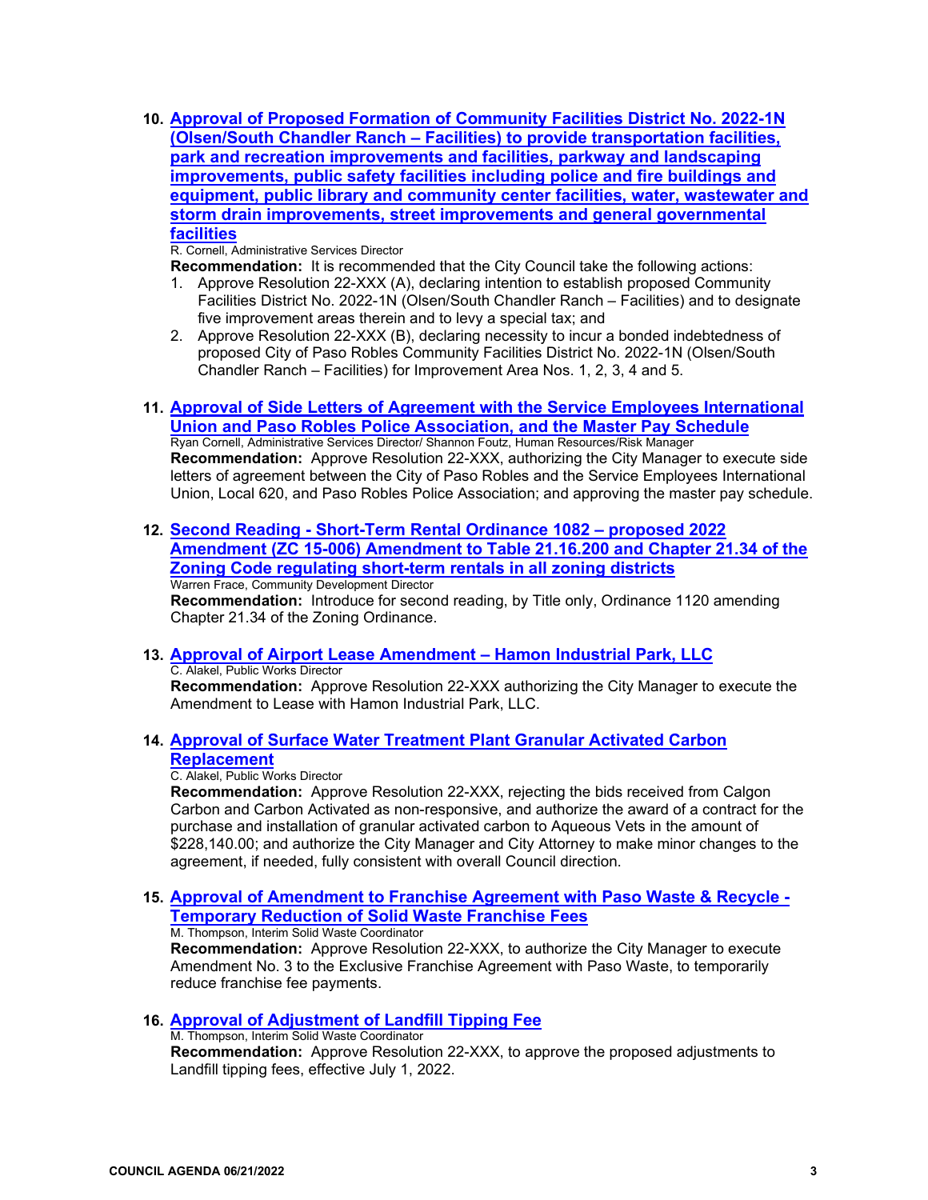10. **Approval of Proposed Formation of Community Facilities District No. 2022-1N (Olsen/South Chandler Ranch – Facilities) to provide transportation facilities, park and recreation improvements and facilities, parkway and landscaping improvements, public safety facilities including police and fire buildings and equipment, public library and community center facilities, water, wastewater and storm drain improvements, street improvements and general governmental facilities**

    R. Cornell, Administrative Services Director

    **Recommendation:** It is recommended that the City Council take the following actions:

    1. Approve Resolution 22-XXX (A), declaring intention to establish proposed Community Facilities District No. 2022-1N (Olsen/South Chandler Ranch – Facilities) and to designate five improvement areas therein and to levy a special tax; and
    2. Approve Resolution 22-XXX (B), declaring necessity to incur a bonded indebtedness of proposed City of Paso Robles Community Facilities District No. 2022-1N (Olsen/South Chandler Ranch – Facilities) for Improvement Area Nos. 1, 2, 3, 4 and 5.

11. **Approval of Side Letters of Agreement with the Service Employees International Union and Paso Robles Police Association, and the Master Pay Schedule**

    Ryan Cornell, Administrative Services Director/ Shannon Foutz, Human Resources/Risk Manager

    **Recommendation:** Approve Resolution 22-XXX, authorizing the City Manager to execute side letters of agreement between the City of Paso Robles and the Service Employees International Union, Local 620, and Paso Robles Police Association; and approving the master pay schedule.

12. **Second Reading - Short-Term Rental Ordinance 1082 – proposed 2022 Amendment (ZC 15-006) Amendment to Table 21.16.200 and Chapter 21.34 of the Zoning Code regulating short-term rentals in all zoning districts**

    Warren Frace, Community Development Director

    **Recommendation:** Introduce for second reading, by Title only, Ordinance 1120 amending Chapter 21.34 of the Zoning Ordinance.

13. **Approval of Airport Lease Amendment – Hamon Industrial Park, LLC**

    C. Alakel, Public Works Director

    **Recommendation:** Approve Resolution 22-XXX authorizing the City Manager to execute the Amendment to Lease with Hamon Industrial Park, LLC.

14. **Approval of Surface Water Treatment Plant Granular Activated Carbon Replacement**

    C. Alakel, Public Works Director

    **Recommendation:** Approve Resolution 22-XXX, rejecting the bids received from Calgon Carbon and Carbon Activated as non-responsive, and authorize the award of a contract for the purchase and installation of granular activated carbon to Aqueous Vets in the amount of $228,140.00; and authorize the City Manager and City Attorney to make minor changes to the agreement, if needed, fully consistent with overall Council direction.

15. **Approval of Amendment to Franchise Agreement with Paso Waste & Recycle - Temporary Reduction of Solid Waste Franchise Fees**

    M. Thompson, Interim Solid Waste Coordinator

    **Recommendation:** Approve Resolution 22-XXX, to authorize the City Manager to execute Amendment No. 3 to the Exclusive Franchise Agreement with Paso Waste, to temporarily reduce franchise fee payments.

16. **Approval of Adjustment of Landfill Tipping Fee**

    M. Thompson, Interim Solid Waste Coordinator

    **Recommendation:** Approve Resolution 22-XXX, to approve the proposed adjustments to Landfill tipping fees, effective July 1, 2022.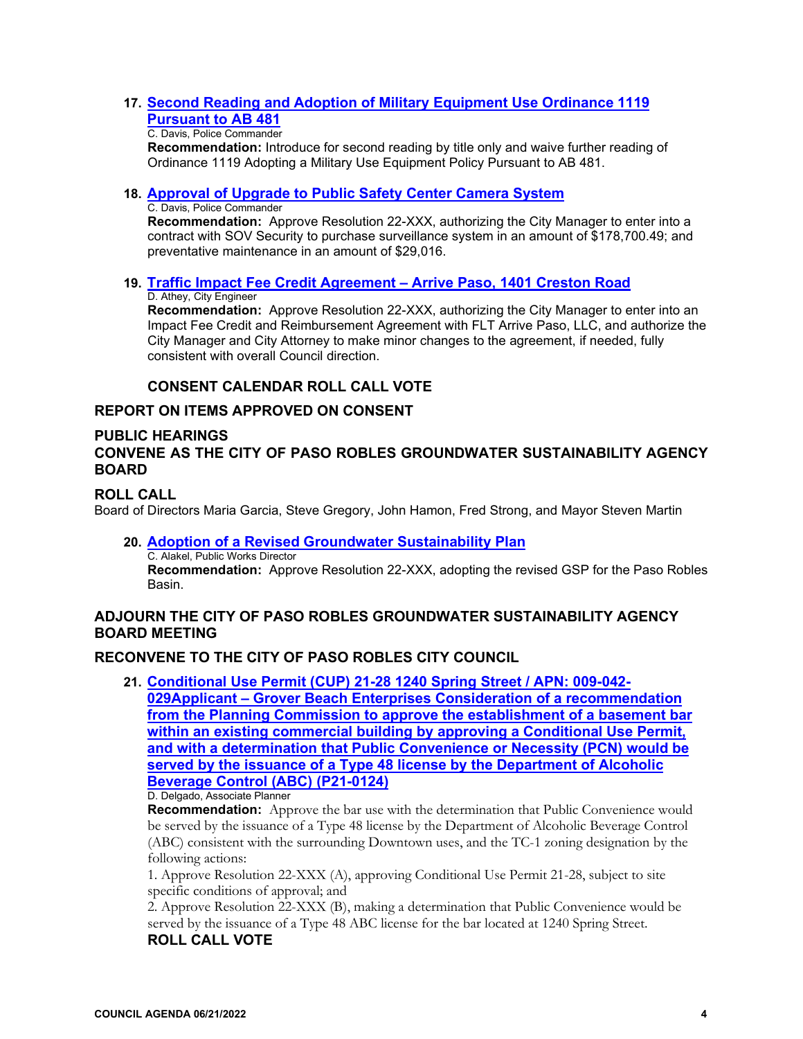17. **Second Reading and Adoption of Military Equipment Use Ordinance 1119 Pursuant to AB 481**
    C. Davis, Police Commander
    **Recommendation:** Introduce for second reading by title only and waive further reading of Ordinance 1119 Adopting a Military Use Equipment Policy Pursuant to AB 481.

18. **Approval of Upgrade to Public Safety Center Camera System**
    C. Davis, Police Commander
    **Recommendation:** Approve Resolution 22-XXX, authorizing the City Manager to enter into a contract with SOV Security to purchase surveillance system in an amount of $178,700.49; and preventative maintenance in an amount of $29,016.

19. **Traffic Impact Fee Credit Agreement – Arrive Paso, 1401 Creston Road**
    D. Athey, City Engineer
    **Recommendation:** Approve Resolution 22-XXX, authorizing the City Manager to enter into an Impact Fee Credit and Reimbursement Agreement with FLT Arrive Paso, LLC, and authorize the City Manager and City Attorney to make minor changes to the agreement, if needed, fully consistent with overall Council direction.

**CONSENT CALENDAR ROLL CALL VOTE**

## REPORT ON ITEMS APPROVED ON CONSENT

## PUBLIC HEARINGS
## CONVENE AS THE CITY OF PASO ROBLES GROUNDWATER SUSTAINABILITY AGENCY BOARD

## ROLL CALL

Board of Directors Maria Garcia, Steve Gregory, John Hamon, Fred Strong, and Mayor Steven Martin

20. **Adoption of a Revised Groundwater Sustainability Plan**
    C. Alakel, Public Works Director
    **Recommendation:** Approve Resolution 22-XXX, adopting the revised GSP for the Paso Robles Basin.

## ADJOURN THE CITY OF PASO ROBLES GROUNDWATER SUSTAINABILITY AGENCY BOARD MEETING

## RECONVENE TO THE CITY OF PASO ROBLES CITY COUNCIL

21. **Conditional Use Permit (CUP) 21-28 1240 Spring Street / APN: 009-042-029Applicant – Grover Beach Enterprises Consideration of a recommendation from the Planning Commission to approve the establishment of a basement bar within an existing commercial building by approving a Conditional Use Permit, and with a determination that Public Convenience or Necessity (PCN) would be served by the issuance of a Type 48 license by the Department of Alcoholic Beverage Control (ABC) (P21-0124)**
    D. Delgado, Associate Planner
    **Recommendation:** Approve the bar use with the determination that Public Convenience would be served by the issuance of a Type 48 license by the Department of Alcoholic Beverage Control (ABC) consistent with the surrounding Downtown uses, and the TC-1 zoning designation by the following actions:
    1. Approve Resolution 22-XXX (A), approving Conditional Use Permit 21-28, subject to site specific conditions of approval; and
    2. Approve Resolution 22-XXX (B), making a determination that Public Convenience would be served by the issuance of a Type 48 ABC license for the bar located at 1240 Spring Street.

    **ROLL CALL VOTE**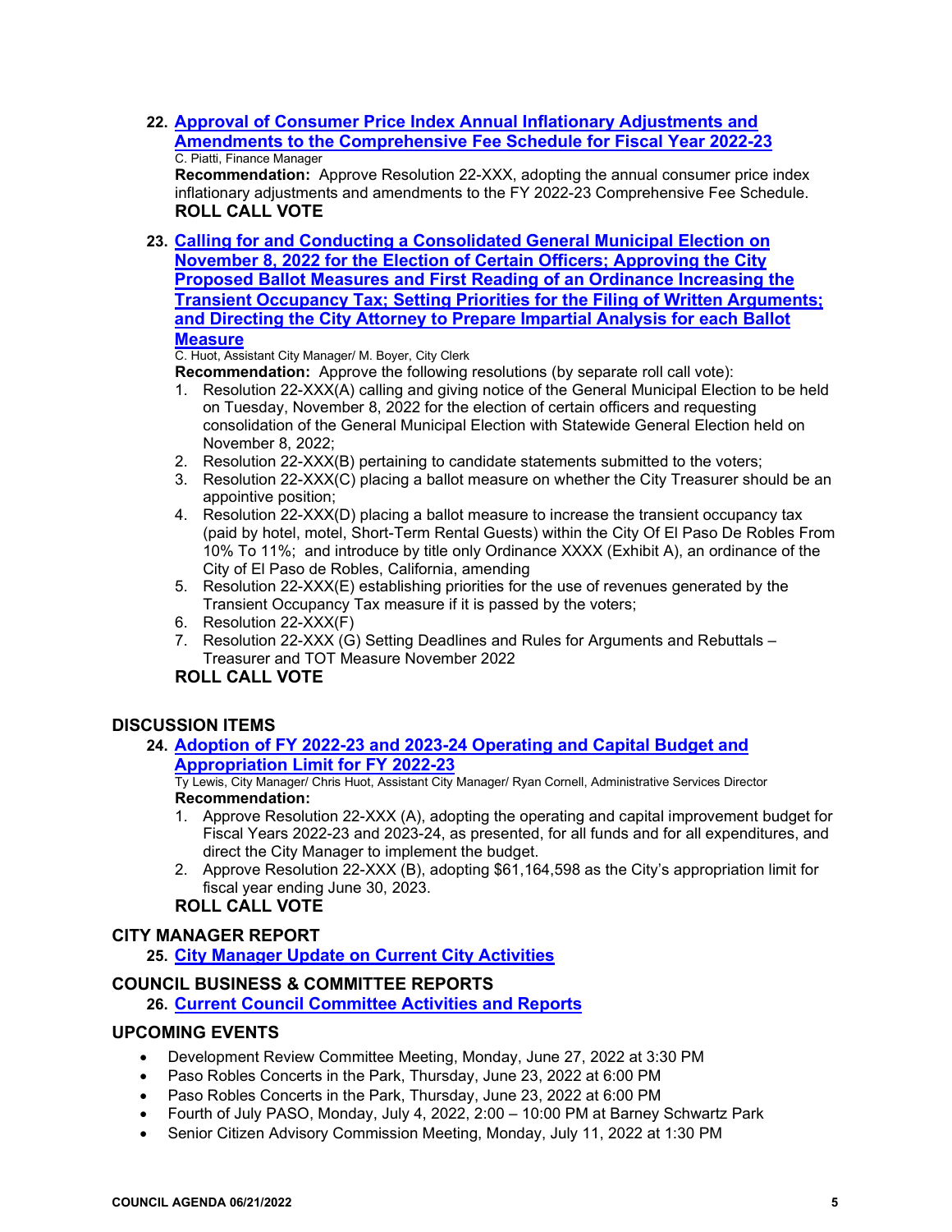22. **[Approval of Consumer Price Index Annual Inflationary Adjustments and Amendments to the Comprehensive Fee Schedule for Fiscal Year 2022-23]()**
    C. Piatti, Finance Manager
    **Recommendation:** Approve Resolution 22-XXX, adopting the annual consumer price index inflationary adjustments and amendments to the FY 2022-23 Comprehensive Fee Schedule.
    **ROLL CALL VOTE**

23. **[Calling for and Conducting a Consolidated General Municipal Election on November 8, 2022 for the Election of Certain Officers; Approving the City Proposed Ballot Measures and First Reading of an Ordinance Increasing the Transient Occupancy Tax; Setting Priorities for the Filing of Written Arguments; and Directing the City Attorney to Prepare Impartial Analysis for each Ballot Measure]()**
    C. Huot, Assistant City Manager/ M. Boyer, City Clerk
    **Recommendation:** Approve the following resolutions (by separate roll call vote):
    1. Resolution 22-XXX(A) calling and giving notice of the General Municipal Election to be held on Tuesday, November 8, 2022 for the election of certain officers and requesting consolidation of the General Municipal Election with Statewide General Election held on November 8, 2022;
    2. Resolution 22-XXX(B) pertaining to candidate statements submitted to the voters;
    3. Resolution 22-XXX(C) placing a ballot measure on whether the City Treasurer should be an appointive position;
    4. Resolution 22-XXX(D) placing a ballot measure to increase the transient occupancy tax (paid by hotel, motel, Short-Term Rental Guests) within the City Of El Paso De Robles From 10% To 11%; and introduce by title only Ordinance XXXX (Exhibit A), an ordinance of the City of El Paso de Robles, California, amending
    5. Resolution 22-XXX(E) establishing priorities for the use of revenues generated by the Transient Occupancy Tax measure if it is passed by the voters;
    6. Resolution 22-XXX(F)
    7. Resolution 22-XXX (G) Setting Deadlines and Rules for Arguments and Rebuttals – Treasurer and TOT Measure November 2022

    **ROLL CALL VOTE**

## DISCUSSION ITEMS

24. **[Adoption of FY 2022-23 and 2023-24 Operating and Capital Budget and Appropriation Limit for FY 2022-23]()**
    Ty Lewis, City Manager/ Chris Huot, Assistant City Manager/ Ryan Cornell, Administrative Services Director
    **Recommendation:**
    1. Approve Resolution 22-XXX (A), adopting the operating and capital improvement budget for Fiscal Years 2022-23 and 2023-24, as presented, for all funds and for all expenditures, and direct the City Manager to implement the budget.
    2. Approve Resolution 22-XXX (B), adopting $61,164,598 as the City's appropriation limit for fiscal year ending June 30, 2023.

    **ROLL CALL VOTE**

## CITY MANAGER REPORT

25. **[City Manager Update on Current City Activities]()**

## COUNCIL BUSINESS & COMMITTEE REPORTS

26. **[Current Council Committee Activities and Reports]()**

## UPCOMING EVENTS

- Development Review Committee Meeting, Monday, June 27, 2022 at 3:30 PM
- Paso Robles Concerts in the Park, Thursday, June 23, 2022 at 6:00 PM
- Paso Robles Concerts in the Park, Thursday, June 23, 2022 at 6:00 PM
- Fourth of July PASO, Monday, July 4, 2022, 2:00 – 10:00 PM at Barney Schwartz Park
- Senior Citizen Advisory Commission Meeting, Monday, July 11, 2022 at 1:30 PM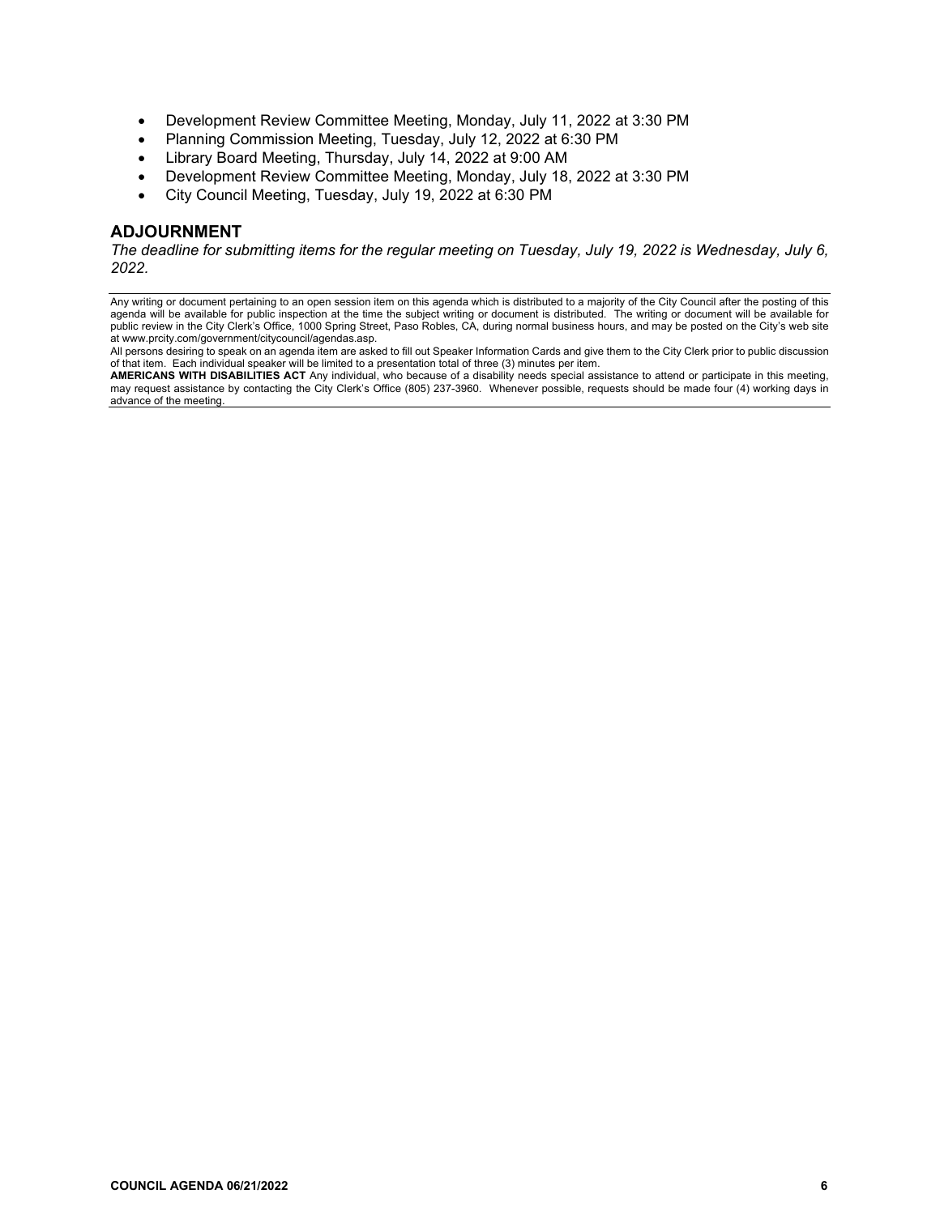- Development Review Committee Meeting, Monday, July 11, 2022 at 3:30 PM
- Planning Commission Meeting, Tuesday, July 12, 2022 at 6:30 PM
- Library Board Meeting, Thursday, July 14, 2022 at 9:00 AM
- Development Review Committee Meeting, Monday, July 18, 2022 at 3:30 PM
- City Council Meeting, Tuesday, July 19, 2022 at 6:30 PM

## ADJOURNMENT

*The deadline for submitting items for the regular meeting on Tuesday, July 19, 2022 is Wednesday, July 6, 2022.*

---

Any writing or document pertaining to an open session item on this agenda which is distributed to a majority of the City Council after the posting of this agenda will be available for public inspection at the time the subject writing or document is distributed. The writing or document will be available for public review in the City Clerk's Office, 1000 Spring Street, Paso Robles, CA, during normal business hours, and may be posted on the City's web site at www.prcity.com/government/citycouncil/agendas.asp.

All persons desiring to speak on an agenda item are asked to fill out Speaker Information Cards and give them to the City Clerk prior to public discussion of that item. Each individual speaker will be limited to a presentation total of three (3) minutes per item.

**AMERICANS WITH DISABILITIES ACT** Any individual, who because of a disability needs special assistance to attend or participate in this meeting, may request assistance by contacting the City Clerk's Office (805) 237-3960. Whenever possible, requests should be made four (4) working days in advance of the meeting.

---